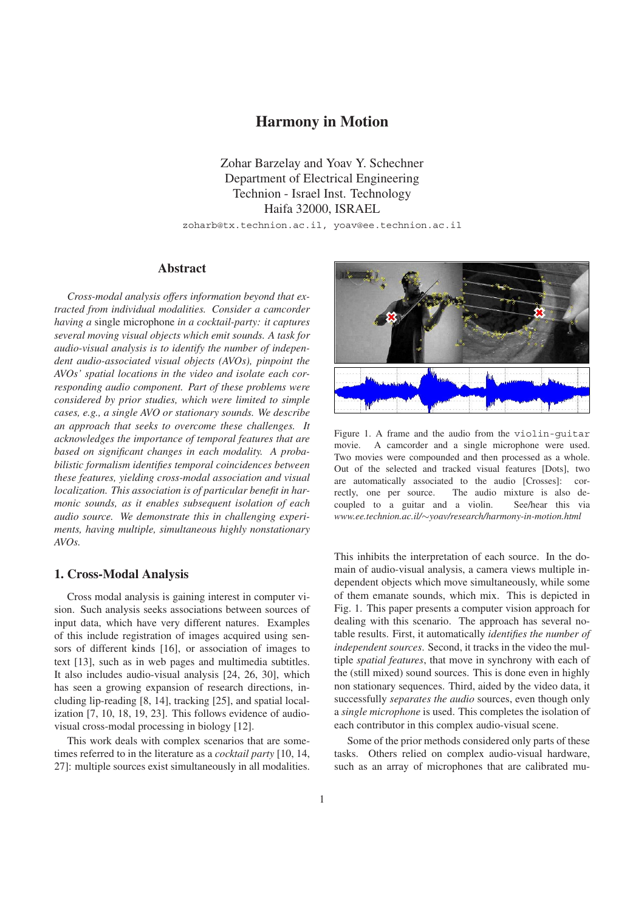# Harmony in Motion

Zohar Barzelay and Yoav Y. Schechner
Department of Electrical Engineering
Technion - Israel Inst. Technology
Haifa 32000, ISRAEL

zoharb@tx.technion.ac.il, yoav@ee.technion.ac.il

## Abstract

*Cross-modal analysis offers information beyond that extracted from individual modalities. Consider a camcorder having a* single microphone *in a cocktail-party: it captures several moving visual objects which emit sounds. A task for audio-visual analysis is to identify the number of independent audio-associated visual objects (AVOs), pinpoint the AVOs' spatial locations in the video and isolate each corresponding audio component. Part of these problems were considered by prior studies, which were limited to simple cases, e.g., a single AVO or stationary sounds. We describe an approach that seeks to overcome these challenges. It acknowledges the importance of temporal features that are based on significant changes in each modality. A probabilistic formalism identifies temporal coincidences between these features, yielding cross-modal association and visual localization. This association is of particular benefit in harmonic sounds, as it enables subsequent isolation of each audio source. We demonstrate this in challenging experiments, having multiple, simultaneous highly nonstationary AVOs.*

Figure 1. A frame and the audio from the `violin-guitar` movie. A camcorder and a single microphone were used. Two movies were compounded and then processed as a whole. Out of the selected and tracked visual features [Dots], two are automatically associated to the audio [Crosses]: correctly, one per source. The audio mixture is also decoupled to a guitar and a violin. See/hear this via *www.ee.technion.ac.il/∼yoav/research/harmony-in-motion.html*

## 1. Cross-Modal Analysis

Cross modal analysis is gaining interest in computer vision. Such analysis seeks associations between sources of input data, which have very different natures. Examples of this include registration of images acquired using sensors of different kinds [16], or association of images to text [13], such as in web pages and multimedia subtitles. It also includes audio-visual analysis [24, 26, 30], which has seen a growing expansion of research directions, including lip-reading [8, 14], tracking [25], and spatial localization [7, 10, 18, 19, 23]. This follows evidence of audio-visual cross-modal processing in biology [12].

This work deals with complex scenarios that are sometimes referred to in the literature as a *cocktail party* [10, 14, 27]: multiple sources exist simultaneously in all modalities. This inhibits the interpretation of each source. In the domain of audio-visual analysis, a camera views multiple independent objects which move simultaneously, while some of them emanate sounds, which mix. This is depicted in Fig. 1. This paper presents a computer vision approach for dealing with this scenario. The approach has several notable results. First, it automatically *identifies the number of independent sources*. Second, it tracks in the video the multiple *spatial features*, that move in synchrony with each of the (still mixed) sound sources. This is done even in highly non stationary sequences. Third, aided by the video data, it successfully *separates the audio* sources, even though only a *single microphone* is used. This completes the isolation of each contributor in this complex audio-visual scene.

Some of the prior methods considered only parts of these tasks. Others relied on complex audio-visual hardware, such as an array of microphones that are calibrated mu-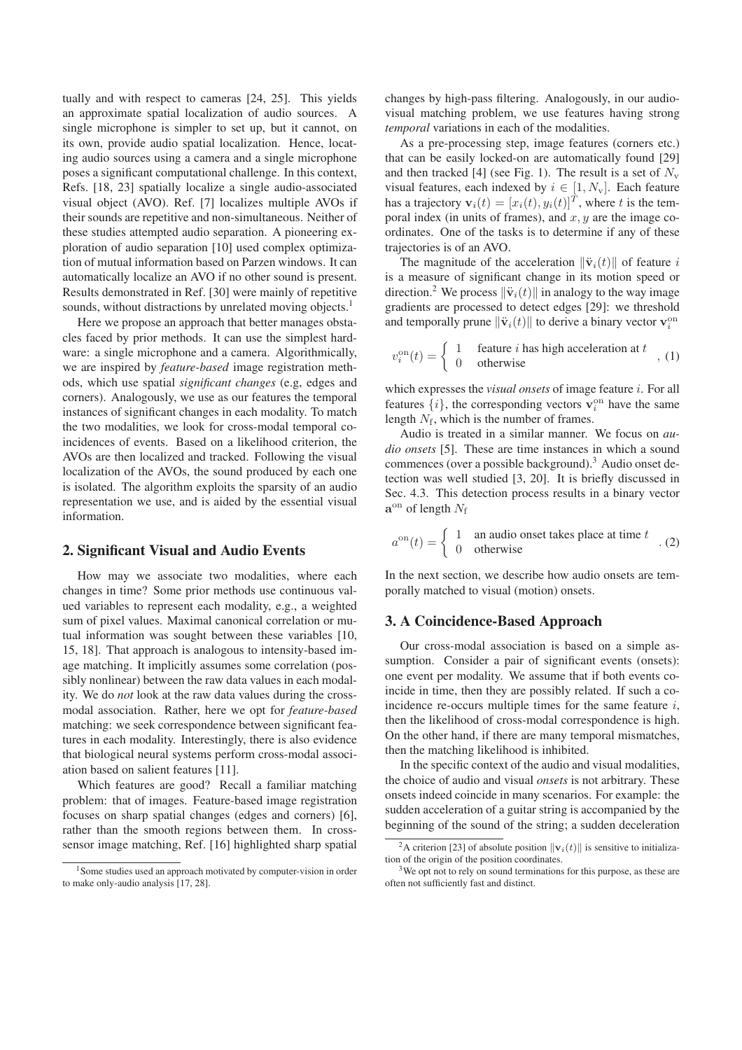tually and with respect to cameras [24, 25]. This yields an approximate spatial localization of audio sources. A single microphone is simpler to set up, but it cannot, on its own, provide audio spatial localization. Hence, locating audio sources using a camera and a single microphone poses a significant computational challenge. In this context, Refs. [18, 23] spatially localize a single audio-associated visual object (AVO). Ref. [7] localizes multiple AVOs if their sounds are repetitive and non-simultaneous. Neither of these studies attempted audio separation. A pioneering exploration of audio separation [10] used complex optimization of mutual information based on Parzen windows. It can automatically localize an AVO if no other sound is present. Results demonstrated in Ref. [30] were mainly of repetitive sounds, without distractions by unrelated moving objects.[1]

Here we propose an approach that better manages obstacles faced by prior methods. It can use the simplest hardware: a single microphone and a camera. Algorithmically, we are inspired by *feature-based* image registration methods, which use spatial *significant changes* (e.g, edges and corners). Analogously, we use as our features the temporal instances of significant changes in each modality. To match the two modalities, we look for cross-modal temporal coincidences of events. Based on a likelihood criterion, the AVOs are then localized and tracked. Following the visual localization of the AVOs, the sound produced by each one is isolated. The algorithm exploits the sparsity of an audio representation we use, and is aided by the essential visual information.

## 2. Significant Visual and Audio Events

How may we associate two modalities, where each changes in time? Some prior methods use continuous valued variables to represent each modality, e.g., a weighted sum of pixel values. Maximal canonical correlation or mutual information was sought between these variables [10, 15, 18]. That approach is analogous to intensity-based image matching. It implicitly assumes some correlation (possibly nonlinear) between the raw data values in each modality. We do *not* look at the raw data values during the cross-modal association. Rather, here we opt for *feature-based* matching: we seek correspondence between significant features in each modality. Interestingly, there is also evidence that biological neural systems perform cross-modal association based on salient features [11].

Which features are good? Recall a familiar matching problem: that of images. Feature-based image registration focuses on sharp spatial changes (edges and corners) [6], rather than the smooth regions between them. In cross-sensor image matching, Ref. [16] highlighted sharp spatial changes by high-pass filtering. Analogously, in our audio-visual matching problem, we use features having strong *temporal* variations in each of the modalities.

As a pre-processing step, image features (corners etc.) that can be easily locked-on are automatically found [29] and then tracked [4] (see Fig. 1). The result is a set of $N_{\mathrm{v}}$ visual features, each indexed by $i \in [1, N_{\mathrm{v}}]$. Each feature has a trajectory $\mathbf{v}_i(t) = [x_i(t), y_i(t)]^T$, where $t$ is the temporal index (in units of frames), and $x, y$ are the image coordinates. One of the tasks is to determine if any of these trajectories is of an AVO.

The magnitude of the acceleration $\|\ddot{\mathbf{v}}_i(t)\|$ of feature $i$ is a measure of significant change in its motion speed or direction.[2] We process $\|\ddot{\mathbf{v}}_i(t)\|$ in analogy to the way image gradients are processed to detect edges [29]: we threshold and temporally prune $\|\ddot{\mathbf{v}}_i(t)\|$ to derive a binary vector $\mathbf{v}_i^{\mathrm{on}}$

$$v_i^{\mathrm{on}}(t) = \begin{cases} 1 & \text{feature } i \text{ has high acceleration at } t \\ 0 & \text{otherwise} \end{cases} , \quad (1)$$

which expresses the *visual onsets* of image feature $i$. For all features $\{i\}$, the corresponding vectors $\mathbf{v}_i^{\mathrm{on}}$ have the same length $N_{\mathrm{f}}$, which is the number of frames.

Audio is treated in a similar manner. We focus on *audio onsets* [5]. These are time instances in which a sound commences (over a possible background).[3] Audio onset detection was well studied [3, 20]. It is briefly discussed in Sec. 4.3. This detection process results in a binary vector $\mathbf{a}^{\mathrm{on}}$ of length $N_{\mathrm{f}}$

$$a^{\mathrm{on}}(t) = \begin{cases} 1 & \text{an audio onset takes place at time } t \\ 0 & \text{otherwise} \end{cases} . \quad (2)$$

In the next section, we describe how audio onsets are temporally matched to visual (motion) onsets.

## 3. A Coincidence-Based Approach

Our cross-modal association is based on a simple assumption. Consider a pair of significant events (onsets): one event per modality. We assume that if both events coincide in time, then they are possibly related. If such a coincidence re-occurs multiple times for the same feature $i$, then the likelihood of cross-modal correspondence is high. On the other hand, if there are many temporal mismatches, then the matching likelihood is inhibited.

In the specific context of the audio and visual modalities, the choice of audio and visual *onsets* is not arbitrary. These onsets indeed coincide in many scenarios. For example: the sudden acceleration of a guitar string is accompanied by the beginning of the sound of the string; a sudden deceleration

[1] Some studies used an approach motivated by computer-vision in order to make only-audio analysis [17, 28].

[2] A criterion [23] of absolute position $\|\mathbf{v}_i(t)\|$ is sensitive to initialization of the origin of the position coordinates.

[3] We opt not to rely on sound terminations for this purpose, as these are often not sufficiently fast and distinct.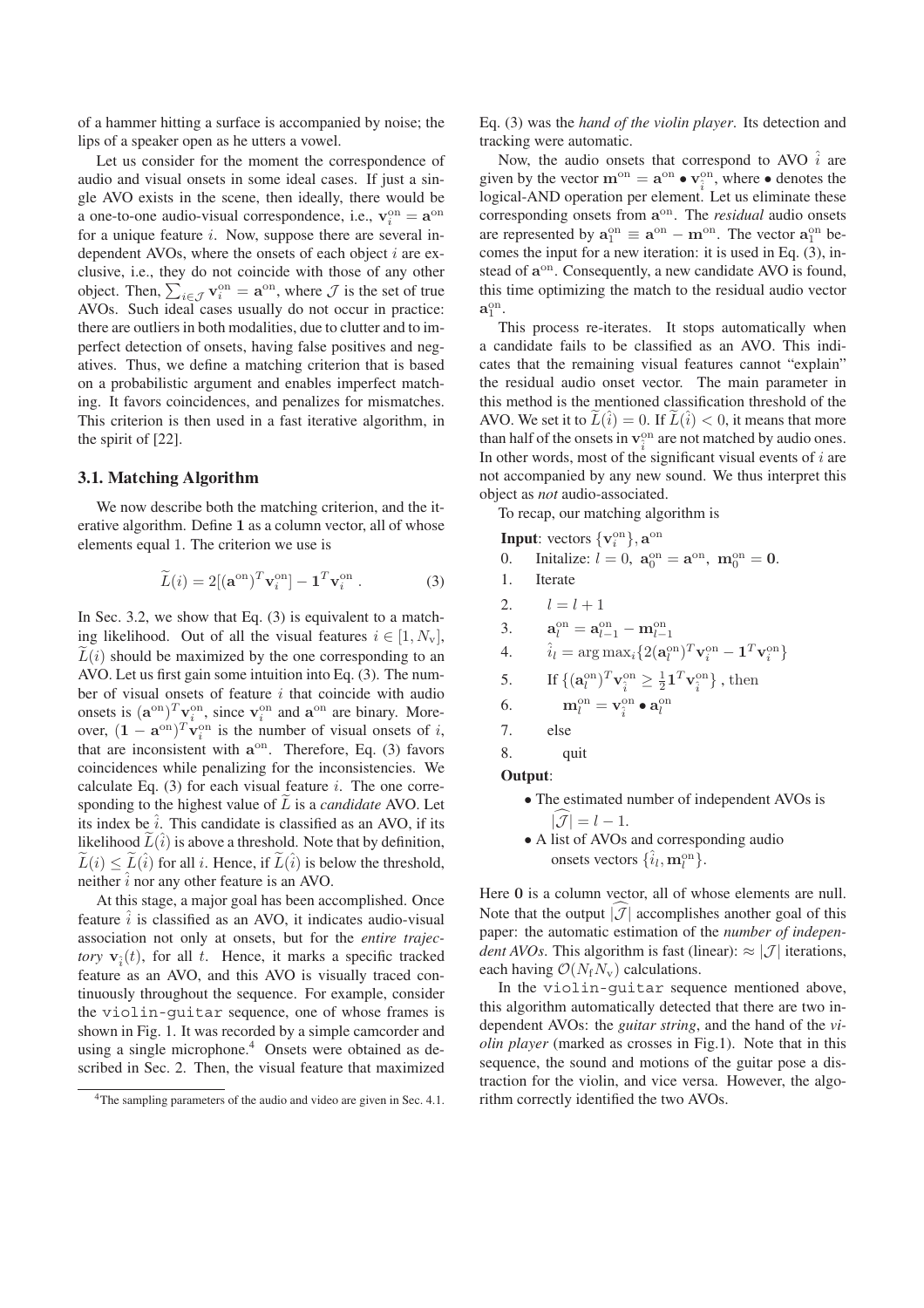of a hammer hitting a surface is accompanied by noise; the lips of a speaker open as he utters a vowel.

Let us consider for the moment the correspondence of audio and visual onsets in some ideal cases. If just a single AVO exists in the scene, then ideally, there would be a one-to-one audio-visual correspondence, i.e., $\mathbf{v}_i^{\rm on} = \mathbf{a}^{\rm on}$ for a unique feature $i$. Now, suppose there are several independent AVOs, where the onsets of each object $i$ are exclusive, i.e., they do not coincide with those of any other object. Then, $\sum_{i \in \mathcal{J}} \mathbf{v}_i^{\rm on} = \mathbf{a}^{\rm on}$, where $\mathcal{J}$ is the set of true AVOs. Such ideal cases usually do not occur in practice: there are outliers in both modalities, due to clutter and to imperfect detection of onsets, having false positives and negatives. Thus, we define a matching criterion that is based on a probabilistic argument and enables imperfect matching. It favors coincidences, and penalizes for mismatches. This criterion is then used in a fast iterative algorithm, in the spirit of [22].

### 3.1. Matching Algorithm

We now describe both the matching criterion, and the iterative algorithm. Define $\mathbf{1}$ as a column vector, all of whose elements equal 1. The criterion we use is

$$\widetilde{L}(i) = 2[(\mathbf{a}^{\rm on})^T \mathbf{v}_i^{\rm on}] - \mathbf{1}^T \mathbf{v}_i^{\rm on} \; . \qquad (3)$$

In Sec. 3.2, we show that Eq. (3) is equivalent to a matching likelihood. Out of all the visual features $i \in [1, N_{\rm v}]$, $\widetilde{L}(i)$ should be maximized by the one corresponding to an AVO. Let us first gain some intuition into Eq. (3). The number of visual onsets of feature $i$ that coincide with audio onsets is $(\mathbf{a}^{\rm on})^T \mathbf{v}_i^{\rm on}$, since $\mathbf{v}_i^{\rm on}$ and $\mathbf{a}^{\rm on}$ are binary. Moreover, $(\mathbf{1} - \mathbf{a}^{\rm on})^T \mathbf{v}_i^{\rm on}$ is the number of visual onsets of $i$, that are inconsistent with $\mathbf{a}^{\rm on}$. Therefore, Eq. (3) favors coincidences while penalizing for the inconsistencies. We calculate Eq. (3) for each visual feature $i$. The one corresponding to the highest value of $\widetilde{L}$ is a *candidate* AVO. Let its index be $\hat{i}$. This candidate is classified as an AVO, if its likelihood $\widetilde{L}(\hat{i})$ is above a threshold. Note that by definition, $\widetilde{L}(i) \leq \widetilde{L}(\hat{i})$ for all $i$. Hence, if $\widetilde{L}(\hat{i})$ is below the threshold, neither $\hat{i}$ nor any other feature is an AVO.

At this stage, a major goal has been accomplished. Once feature $\hat{i}$ is classified as an AVO, it indicates audio-visual association not only at onsets, but for the *entire trajectory* $\mathbf{v}_{\hat{i}}(t)$, for all $t$. Hence, it marks a specific tracked feature as an AVO, and this AVO is visually traced continuously throughout the sequence. For example, consider the violin-guitar sequence, one of whose frames is shown in Fig. 1. It was recorded by a simple camcorder and using a single microphone.[4] Onsets were obtained as described in Sec. 2. Then, the visual feature that maximized Eq. (3) was the *hand of the violin player*. Its detection and tracking were automatic.

Now, the audio onsets that correspond to AVO $\hat{i}$ are given by the vector $\mathbf{m}^{\rm on} = \mathbf{a}^{\rm on} \bullet \mathbf{v}_{\hat{i}}^{\rm on}$, where $\bullet$ denotes the logical-AND operation per element. Let us eliminate these corresponding onsets from $\mathbf{a}^{\rm on}$. The *residual* audio onsets are represented by $\mathbf{a}_1^{\rm on} \equiv \mathbf{a}^{\rm on} - \mathbf{m}^{\rm on}$. The vector $\mathbf{a}_1^{\rm on}$ becomes the input for a new iteration: it is used in Eq. (3), instead of $\mathbf{a}^{\rm on}$. Consequently, a new candidate AVO is found, this time optimizing the match to the residual audio vector $\mathbf{a}_1^{\rm on}$.

This process re-iterates. It stops automatically when a candidate fails to be classified as an AVO. This indicates that the remaining visual features cannot "explain" the residual audio onset vector. The main parameter in this method is the mentioned classification threshold of the AVO. We set it to $\widetilde{L}(\hat{i}) = 0$. If $\widetilde{L}(\hat{i}) < 0$, it means that more than half of the onsets in $\mathbf{v}_{\hat{i}}^{\rm on}$ are not matched by audio ones. In other words, most of the significant visual events of $i$ are not accompanied by any new sound. We thus interpret this object as *not* audio-associated.

To recap, our matching algorithm is

**Input**: vectors $\{\mathbf{v}_i^{\rm on}\}, \mathbf{a}^{\rm on}$

0. Initalize: $l = 0, \; \mathbf{a}_0^{\rm on} = \mathbf{a}^{\rm on}, \; \mathbf{m}_0^{\rm on} = \mathbf{0}$.
1. Iterate
2. $\quad l = l + 1$
3. $\quad \mathbf{a}_l^{\rm on} = \mathbf{a}_{l-1}^{\rm on} - \mathbf{m}_{l-1}^{\rm on}$
4. $\quad \hat{i}_l = \arg\max_i \{2(\mathbf{a}_l^{\rm on})^T \mathbf{v}_i^{\rm on} - \mathbf{1}^T \mathbf{v}_i^{\rm on}\}$
5. $\quad$ If $\{(\mathbf{a}_l^{\rm on})^T \mathbf{v}_{\hat{i}}^{\rm on} \geq \frac{1}{2} \mathbf{1}^T \mathbf{v}_{\hat{i}}^{\rm on}\}$ , then
6. $\quad\quad \mathbf{m}_l^{\rm on} = \mathbf{v}_{\hat{i}}^{\rm on} \bullet \mathbf{a}_l^{\rm on}$
7. $\quad$ else
8. $\quad\quad$ quit

**Output**:

- The estimated number of independent AVOs is $|\widehat{\mathcal{J}}| = l - 1$.
- A list of AVOs and corresponding audio onsets vectors $\{\hat{i}_l, \mathbf{m}_l^{\rm on}\}$.

Here $\mathbf{0}$ is a column vector, all of whose elements are null. Note that the output $|\widehat{\mathcal{J}}|$ accomplishes another goal of this paper: the automatic estimation of the *number of independent AVOs*. This algorithm is fast (linear): $\approx |\mathcal{J}|$ iterations, each having $\mathcal{O}(N_{\rm f} N_{\rm v})$ calculations.

In the violin-guitar sequence mentioned above, this algorithm automatically detected that there are two independent AVOs: the *guitar string*, and the hand of the *violin player* (marked as crosses in Fig.1). Note that in this sequence, the sound and motions of the guitar pose a distraction for the violin, and vice versa. However, the algorithm correctly identified the two AVOs.

---

[4] The sampling parameters of the audio and video are given in Sec. 4.1.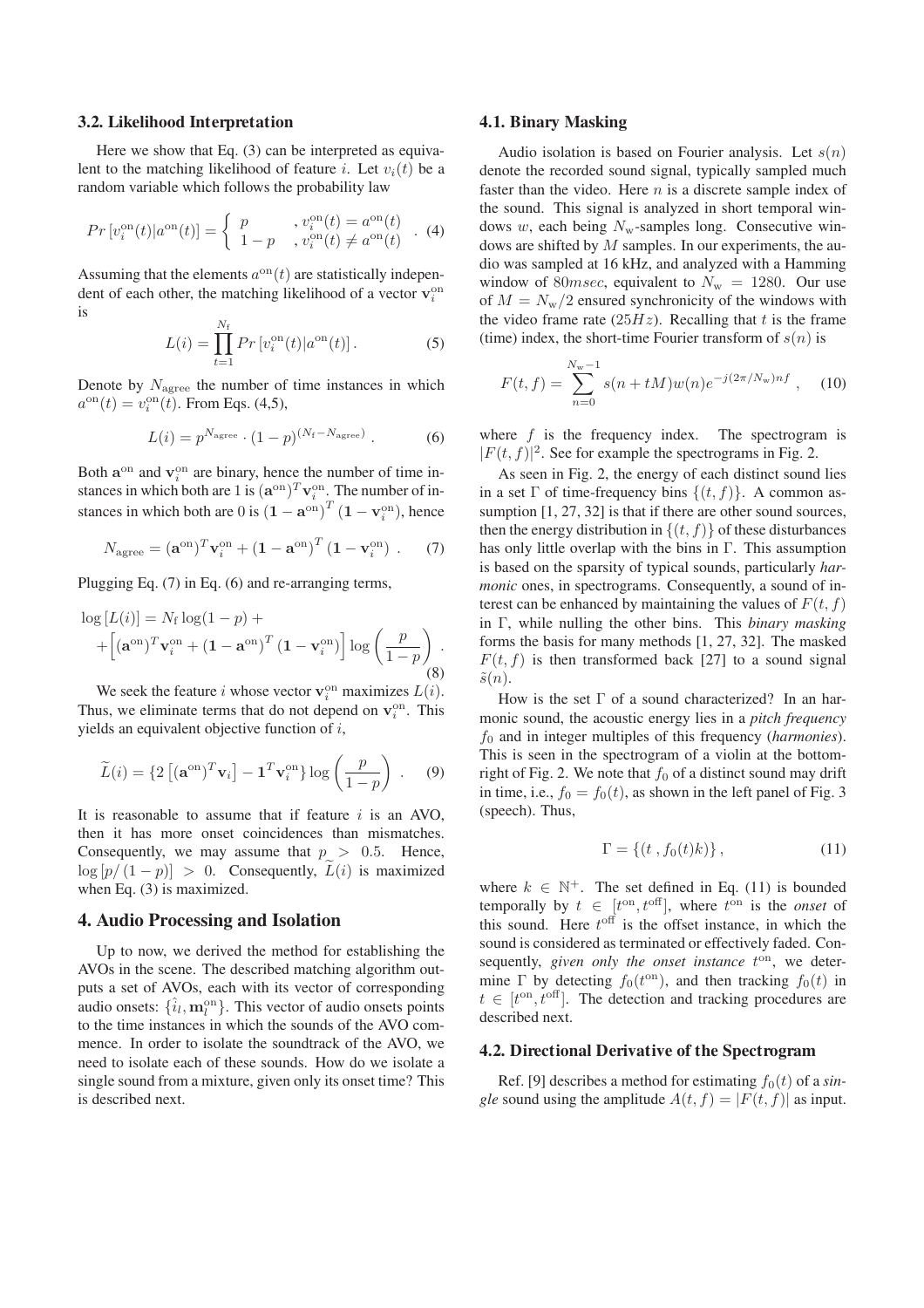### 3.2. Likelihood Interpretation

Here we show that Eq. (3) can be interpreted as equivalent to the matching likelihood of feature $i$. Let $v_i(t)$ be a random variable which follows the probability law

$$Pr\left[v_i^{\text{on}}(t)|a^{\text{on}}(t)\right] = \begin{cases} p & , v_i^{\text{on}}(t) = a^{\text{on}}(t) \\ 1-p & , v_i^{\text{on}}(t) \neq a^{\text{on}}(t) \end{cases} . \quad (4)$$

Assuming that the elements $a^{\text{on}}(t)$ are statistically independent of each other, the matching likelihood of a vector $\mathbf{v}_i^{\text{on}}$ is

$$L(i) = \prod_{t=1}^{N_{\text{f}}} Pr\left[v_i^{\text{on}}(t)|a^{\text{on}}(t)\right] . \quad (5)$$

Denote by $N_{\text{agree}}$ the number of time instances in which $a^{\text{on}}(t) = v_i^{\text{on}}(t)$. From Eqs. (4,5),

$$L(i) = p^{N_{\text{agree}}} \cdot (1-p)^{(N_{\text{f}} - N_{\text{agree}})} . \quad (6)$$

Both $\mathbf{a}^{\text{on}}$ and $\mathbf{v}_i^{\text{on}}$ are binary, hence the number of time instances in which both are 1 is $(\mathbf{a}^{\text{on}})^T \mathbf{v}_i^{\text{on}}$. The number of instances in which both are 0 is $(\mathbf{1} - \mathbf{a}^{\text{on}})^T (\mathbf{1} - \mathbf{v}_i^{\text{on}})$, hence

$$N_{\text{agree}} = (\mathbf{a}^{\text{on}})^T \mathbf{v}_i^{\text{on}} + (\mathbf{1} - \mathbf{a}^{\text{on}})^T (\mathbf{1} - \mathbf{v}_i^{\text{on}}) . \quad (7)$$

Plugging Eq. (7) in Eq. (6) and re-arranging terms,

$$\log\left[L(i)\right] = N_{\text{f}} \log(1-p) + \\ + \left[(\mathbf{a}^{\text{on}})^T \mathbf{v}_i^{\text{on}} + (\mathbf{1} - \mathbf{a}^{\text{on}})^T (\mathbf{1} - \mathbf{v}_i^{\text{on}})\right] \log\left(\frac{p}{1-p}\right) . \quad (8)$$

We seek the feature $i$ whose vector $\mathbf{v}_i^{\text{on}}$ maximizes $L(i)$. Thus, we eliminate terms that do not depend on $\mathbf{v}_i^{\text{on}}$. This yields an equivalent objective function of $i$,

$$\widetilde{L}(i) = \{2\left[(\mathbf{a}^{\text{on}})^T \mathbf{v}_i\right] - \mathbf{1}^T \mathbf{v}_i^{\text{on}}\} \log\left(\frac{p}{1-p}\right) . \quad (9)$$

It is reasonable to assume that if feature $i$ is an AVO, then it has more onset coincidences than mismatches. Consequently, we may assume that $p > 0.5$. Hence, $\log\left[p/(1-p)\right] > 0$. Consequently, $\widetilde{L}(i)$ is maximized when Eq. (3) is maximized.

## 4. Audio Processing and Isolation

Up to now, we derived the method for establishing the AVOs in the scene. The described matching algorithm outputs a set of AVOs, each with its vector of corresponding audio onsets: $\{\hat{i}_l, \mathbf{m}_l^{\text{on}}\}$. This vector of audio onsets points to the time instances in which the sounds of the AVO commence. In order to isolate the soundtrack of the AVO, we need to isolate each of these sounds. How do we isolate a single sound from a mixture, given only its onset time? This is described next.

### 4.1. Binary Masking

Audio isolation is based on Fourier analysis. Let $s(n)$ denote the recorded sound signal, typically sampled much faster than the video. Here $n$ is a discrete sample index of the sound. This signal is analyzed in short temporal windows $w$, each being $N_{\text{w}}$-samples long. Consecutive windows are shifted by $M$ samples. In our experiments, the audio was sampled at 16 kHz, and analyzed with a Hamming window of $80msec$, equivalent to $N_{\text{w}} = 1280$. Our use of $M = N_{\text{w}}/2$ ensured synchronicity of the windows with the video frame rate ($25Hz$). Recalling that $t$ is the frame (time) index, the short-time Fourier transform of $s(n)$ is

$$F(t,f) = \sum_{n=0}^{N_{\text{w}}-1} s(n+tM)w(n)e^{-j(2\pi/N_{\text{w}})nf} , \quad (10)$$

where $f$ is the frequency index. The spectrogram is $|F(t,f)|^2$. See for example the spectrograms in Fig. 2.

As seen in Fig. 2, the energy of each distinct sound lies in a set $\Gamma$ of time-frequency bins $\{(t,f)\}$. A common assumption [1, 27, 32] is that if there are other sound sources, then the energy distribution in $\{(t,f)\}$ of these disturbances has only little overlap with the bins in $\Gamma$. This assumption is based on the sparsity of typical sounds, particularly *harmonic* ones, in spectrograms. Consequently, a sound of interest can be enhanced by maintaining the values of $F(t,f)$ in $\Gamma$, while nulling the other bins. This *binary masking* forms the basis for many methods [1, 27, 32]. The masked $F(t,f)$ is then transformed back [27] to a sound signal $\tilde{s}(n)$.

How is the set $\Gamma$ of a sound characterized? In an harmonic sound, the acoustic energy lies in a *pitch frequency* $f_0$ and in integer multiples of this frequency (*harmonies*). This is seen in the spectrogram of a violin at the bottom-right of Fig. 2. We note that $f_0$ of a distinct sound may drift in time, i.e., $f_0 = f_0(t)$, as shown in the left panel of Fig. 3 (speech). Thus,

$$\Gamma = \{(t\,, f_0(t)k)\} , \quad (11)$$

where $k \in \mathbb{N}^+$. The set defined in Eq. (11) is bounded temporally by $t \in [t^{\text{on}}, t^{\text{off}}]$, where $t^{\text{on}}$ is the *onset* of this sound. Here $t^{\text{off}}$ is the offset instance, in which the sound is considered as terminated or effectively faded. Consequently, *given only the onset instance* $t^{\text{on}}$, we determine $\Gamma$ by detecting $f_0(t^{\text{on}})$, and then tracking $f_0(t)$ in $t \in [t^{\text{on}}, t^{\text{off}}]$. The detection and tracking procedures are described next.

### 4.2. Directional Derivative of the Spectrogram

Ref. [9] describes a method for estimating $f_0(t)$ of a *single* sound using the amplitude $A(t,f) = |F(t,f)|$ as input.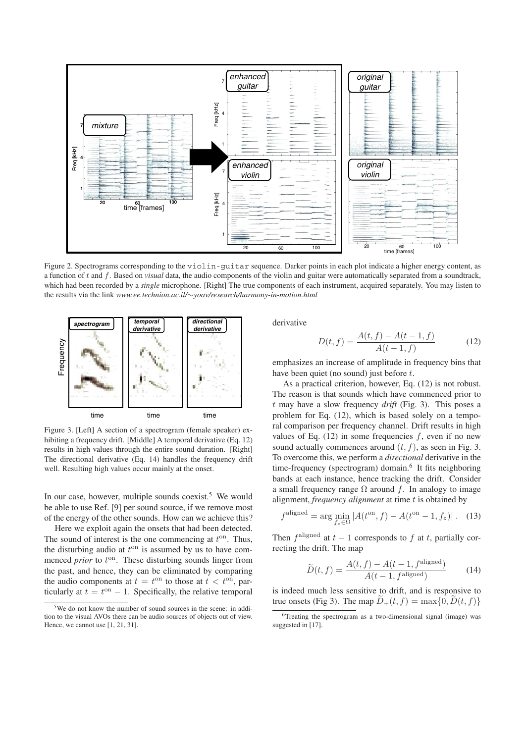Figure 2. Spectrograms corresponding to the `violin-guitar` sequence. Darker points in each plot indicate a higher energy content, as a function of $t$ and $f$. Based on *visual* data, the audio components of the violin and guitar were automatically separated from a soundtrack, which had been recorded by a *single* microphone. [Right] The true components of each instrument, acquired separately. You may listen to the results via the link *www.ee.technion.ac.il/∼yoav/research/harmony-in-motion.html*

Figure 3. [Left] A section of a spectrogram (female speaker) exhibiting a frequency drift. [Middle] A temporal derivative (Eq. 12) results in high values through the entire sound duration. [Right] The directional derivative (Eq. 14) handles the frequency drift well. Resulting high values occur mainly at the onset.

In our case, however, multiple sounds coexist.[5] We would be able to use Ref. [9] per sound source, if we remove most of the energy of the other sounds. How can we achieve this?

Here we exploit again the onsets that had been detected. The sound of interest is the one commencing at $t^{\text{on}}$. Thus, the disturbing audio at $t^{\text{on}}$ is assumed by us to have commenced *prior* to $t^{\text{on}}$. These disturbing sounds linger from the past, and hence, they can be eliminated by comparing the audio components at $t = t^{\text{on}}$ to those at $t < t^{\text{on}}$, particularly at $t = t^{\text{on}} - 1$. Specifically, the relative temporal derivative

$$D(t, f) = \frac{A(t, f) - A(t-1, f)}{A(t-1, f)} \tag{12}$$

emphasizes an increase of amplitude in frequency bins that have been quiet (no sound) just before $t$.

As a practical criterion, however, Eq. (12) is not robust. The reason is that sounds which have commenced prior to $t$ may have a slow frequency *drift* (Fig. 3). This poses a problem for Eq. (12), which is based solely on a temporal comparison per frequency channel. Drift results in high values of Eq. (12) in some frequencies $f$, even if no new sound actually commences around $(t, f)$, as seen in Fig. 3. To overcome this, we perform a *directional* derivative in the time-frequency (spectrogram) domain.[6] It fits neighboring bands at each instance, hence tracking the drift. Consider a small frequency range $\Omega$ around $f$. In analogy to image alignment, *frequency alignment* at time $t$ is obtained by

$$f^{\text{aligned}} = \arg\min_{f_z \in \Omega} |A(t^{\text{on}}, f) - A(t^{\text{on}} - 1, f_z)| \,. \tag{13}$$

Then $f^{\text{aligned}}$ at $t-1$ corresponds to $f$ at $t$, partially correcting the drift. The map

$$\widetilde{D}(t, f) = \frac{A(t, f) - A(t-1, f^{\text{aligned}})}{A(t-1, f^{\text{aligned}})} \tag{14}$$

is indeed much less sensitive to drift, and is responsive to true onsets (Fig 3). The map $\widetilde{D}_+(t, f) = \max\{0, \widetilde{D}(t, f)\}$

[5] We do not know the number of sound sources in the scene: in addition to the visual AVOs there can be audio sources of objects out of view. Hence, we cannot use [1, 21, 31].

[6] Treating the spectrogram as a two-dimensional signal (image) was suggested in [17].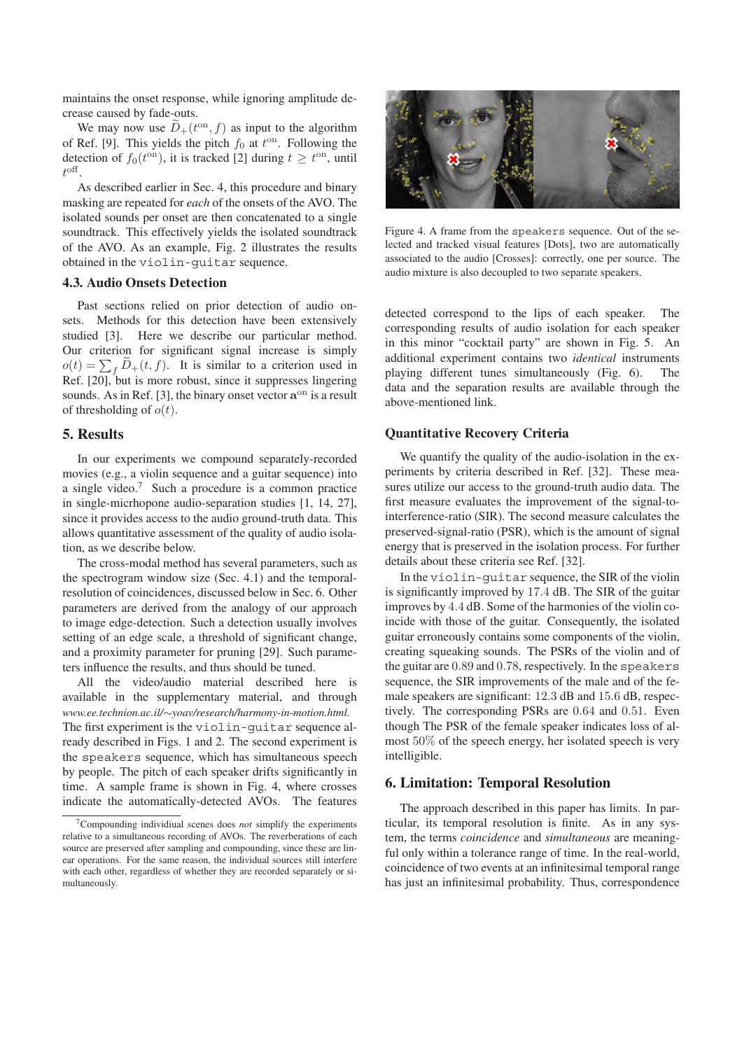maintains the onset response, while ignoring amplitude decrease caused by fade-outs.

We may now use $\widetilde{D}_+(t^{\text{on}}, f)$ as input to the algorithm of Ref. [9]. This yields the pitch $f_0$ at $t^{\text{on}}$. Following the detection of $f_0(t^{\text{on}})$, it is tracked [2] during $t \geq t^{\text{on}}$, until $t^{\text{off}}$.

As described earlier in Sec. 4, this procedure and binary masking are repeated for *each* of the onsets of the AVO. The isolated sounds per onset are then concatenated to a single soundtrack. This effectively yields the isolated soundtrack of the AVO. As an example, Fig. 2 illustrates the results obtained in the `violin-guitar` sequence.

### 4.3. Audio Onsets Detection

Past sections relied on prior detection of audio onsets. Methods for this detection have been extensively studied [3]. Here we describe our particular method. Our criterion for significant signal increase is simply $o(t) = \sum_f \widetilde{D}_+(t, f)$. It is similar to a criterion used in Ref. [20], but is more robust, since it suppresses lingering sounds. As in Ref. [3], the binary onset vector $\mathbf{a}^{\text{on}}$ is a result of thresholding of $o(t)$.

## 5. Results

In our experiments we compound separately-recorded movies (e.g., a violin sequence and a guitar sequence) into a single video.[7] Such a procedure is a common practice in single-micrhopone audio-separation studies [1, 14, 27], since it provides access to the audio ground-truth data. This allows quantitative assessment of the quality of audio isolation, as we describe below.

The cross-modal method has several parameters, such as the spectrogram window size (Sec. 4.1) and the temporal-resolution of coincidences, discussed below in Sec. 6. Other parameters are derived from the analogy of our approach to image edge-detection. Such a detection usually involves setting of an edge scale, a threshold of significant change, and a proximity parameter for pruning [29]. Such parameters influence the results, and thus should be tuned.

All the video/audio material described here is available in the supplementary material, and through *www.ee.technion.ac.il/∼yoav/research/harmony-in-motion.html.* The first experiment is the `violin-guitar` sequence already described in Figs. 1 and 2. The second experiment is the `speakers` sequence, which has simultaneous speech by people. The pitch of each speaker drifts significantly in time. A sample frame is shown in Fig. 4, where crosses indicate the automatically-detected AVOs. The features detected correspond to the lips of each speaker. The corresponding results of audio isolation for each speaker in this minor "cocktail party" are shown in Fig. 5. An additional experiment contains two *identical* instruments playing different tunes simultaneously (Fig. 6). The data and the separation results are available through the above-mentioned link.

[7] Compounding individiual scenes does *not* simplify the experiments relative to a simultaneous recording of AVOs. The reverberations of each source are preserved after sampling and compounding, since these are linear operations. For the same reason, the individual sources still interfere with each other, regardless of whether they are recorded separately or simultaneously.

Figure 4. A frame from the `speakers` sequence. Out of the selected and tracked visual features [Dots], two are automatically associated to the audio [Crosses]: correctly, one per source. The audio mixture is also decoupled to two separate speakers.

### Quantitative Recovery Criteria

We quantify the quality of the audio-isolation in the experiments by criteria described in Ref. [32]. These measures utilize our access to the ground-truth audio data. The first measure evaluates the improvement of the signal-to-interference-ratio (SIR). The second measure calculates the preserved-signal-ratio (PSR), which is the amount of signal energy that is preserved in the isolation process. For further details about these criteria see Ref. [32].

In the `violin-guitar` sequence, the SIR of the violin is significantly improved by $17.4$ dB. The SIR of the guitar improves by $4.4$ dB. Some of the harmonies of the violin coincide with those of the guitar. Consequently, the isolated guitar erroneously contains some components of the violin, creating squeaking sounds. The PSRs of the violin and of the guitar are $0.89$ and $0.78$, respectively. In the `speakers` sequence, the SIR improvements of the male and of the female speakers are significant: $12.3$ dB and $15.6$ dB, respectively. The corresponding PSRs are $0.64$ and $0.51$. Even though The PSR of the female speaker indicates loss of almost $50\%$ of the speech energy, her isolated speech is very intelligible.

## 6. Limitation: Temporal Resolution

The approach described in this paper has limits. In particular, its temporal resolution is finite. As in any system, the terms *coincidence* and *simultaneous* are meaningful only within a tolerance range of time. In the real-world, coincidence of two events at an infinitesimal temporal range has just an infinitesimal probability. Thus, correspondence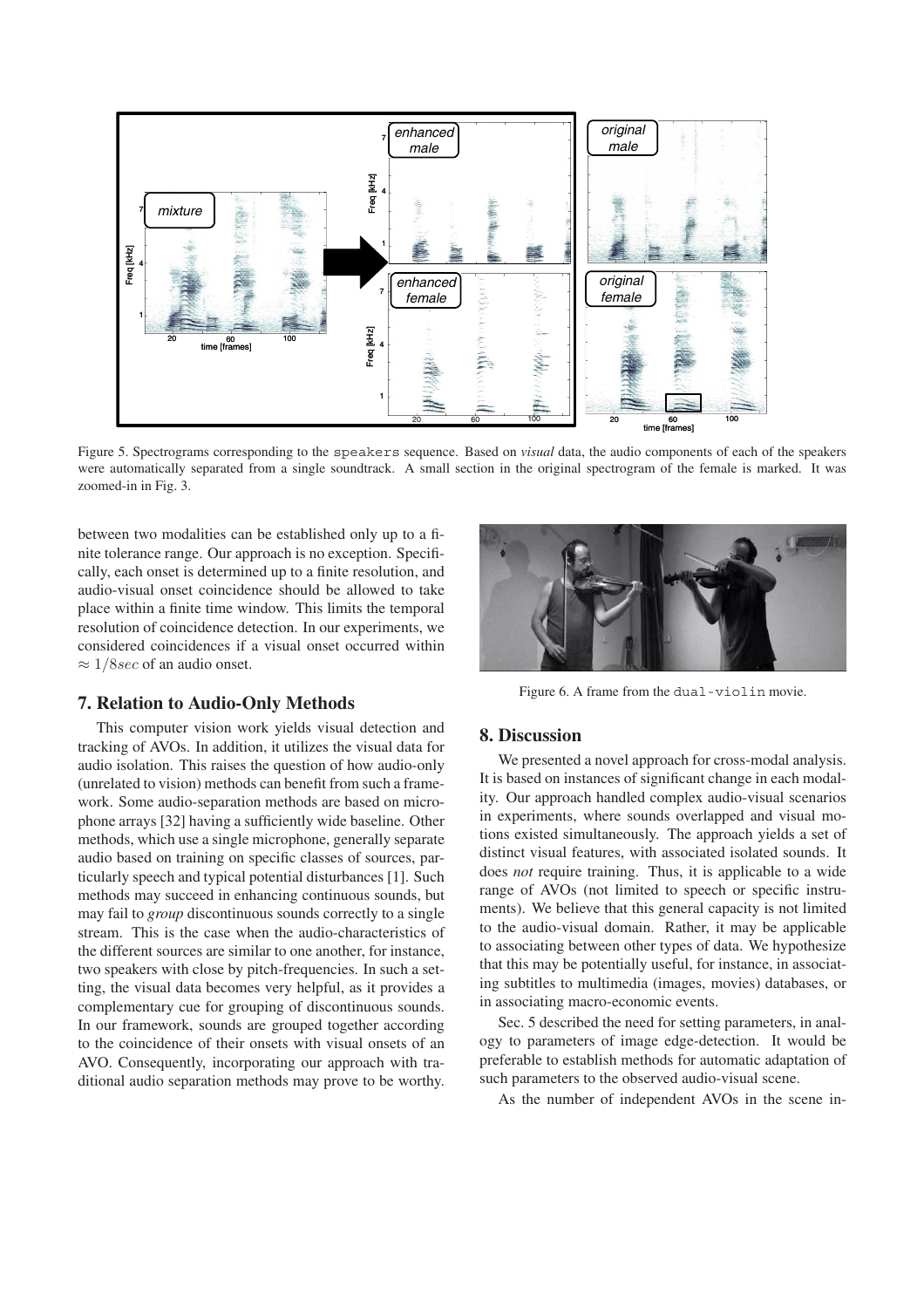mixture

Freq [kHz]

7

4

1

20 60 100

time [frames]

enhanced male

Freq [kHz]

7

4

1

enhanced female

Freq [kHz]

7

4

1

20 60 100

original male

original female

20 60 100

time [frames]

Figure 5. Spectrograms corresponding to the speakers sequence. Based on *visual* data, the audio components of each of the speakers were automatically separated from a single soundtrack. A small section in the original spectrogram of the female is marked. It was zoomed-in in Fig. 3.

between two modalities can be established only up to a finite tolerance range. Our approach is no exception. Specifically, each onset is determined up to a finite resolution, and audio-visual onset coincidence should be allowed to take place within a finite time window. This limits the temporal resolution of coincidence detection. In our experiments, we considered coincidences if a visual onset occurred within $\approx 1/8sec$ of an audio onset.

## 7. Relation to Audio-Only Methods

This computer vision work yields visual detection and tracking of AVOs. In addition, it utilizes the visual data for audio isolation. This raises the question of how audio-only (unrelated to vision) methods can benefit from such a framework. Some audio-separation methods are based on microphone arrays [32] having a sufficiently wide baseline. Other methods, which use a single microphone, generally separate audio based on training on specific classes of sources, particularly speech and typical potential disturbances [1]. Such methods may succeed in enhancing continuous sounds, but may fail to *group* discontinuous sounds correctly to a single stream. This is the case when the audio-characteristics of the different sources are similar to one another, for instance, two speakers with close by pitch-frequencies. In such a setting, the visual data becomes very helpful, as it provides a complementary cue for grouping of discontinuous sounds. In our framework, sounds are grouped together according to the coincidence of their onsets with visual onsets of an AVO. Consequently, incorporating our approach with traditional audio separation methods may prove to be worthy.

Figure 6. A frame from the dual-violin movie.

## 8. Discussion

We presented a novel approach for cross-modal analysis. It is based on instances of significant change in each modality. Our approach handled complex audio-visual scenarios in experiments, where sounds overlapped and visual motions existed simultaneously. The approach yields a set of distinct visual features, with associated isolated sounds. It does *not* require training. Thus, it is applicable to a wide range of AVOs (not limited to speech or specific instruments). We believe that this general capacity is not limited to the audio-visual domain. Rather, it may be applicable to associating between other types of data. We hypothesize that this may be potentially useful, for instance, in associating subtitles to multimedia (images, movies) databases, or in associating macro-economic events.

Sec. 5 described the need for setting parameters, in analogy to parameters of image edge-detection. It would be preferable to establish methods for automatic adaptation of such parameters to the observed audio-visual scene.

As the number of independent AVOs in the scene in-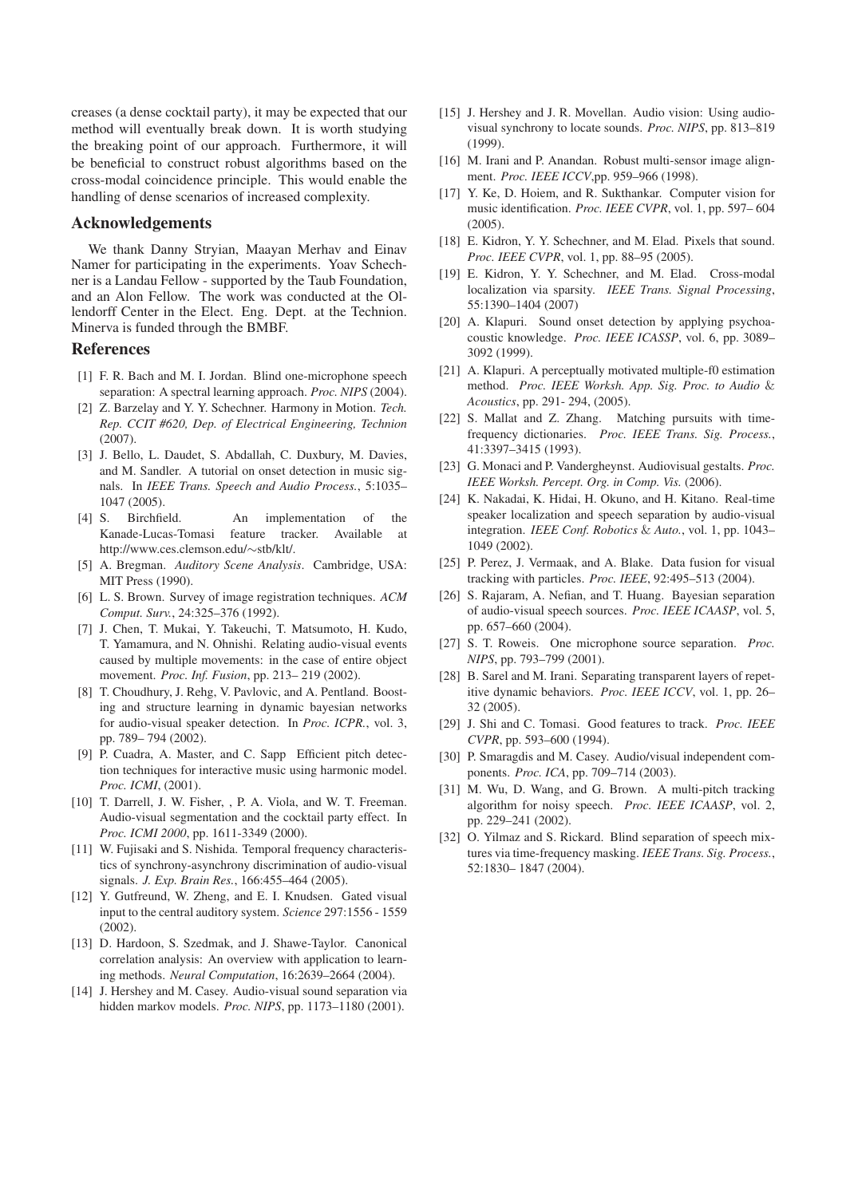creases (a dense cocktail party), it may be expected that our method will eventually break down. It is worth studying the breaking point of our approach. Furthermore, it will be beneficial to construct robust algorithms based on the cross-modal coincidence principle. This would enable the handling of dense scenarios of increased complexity.

## Acknowledgements

We thank Danny Stryian, Maayan Merhav and Einav Namer for participating in the experiments. Yoav Schechner is a Landau Fellow - supported by the Taub Foundation, and an Alon Fellow. The work was conducted at the Ollendorff Center in the Elect. Eng. Dept. at the Technion. Minerva is funded through the BMBF.

## References

[1] F. R. Bach and M. I. Jordan. Blind one-microphone speech separation: A spectral learning approach. *Proc. NIPS* (2004).

[2] Z. Barzelay and Y. Y. Schechner. Harmony in Motion. *Tech. Rep. CCIT #620, Dep. of Electrical Engineering, Technion* (2007).

[3] J. Bello, L. Daudet, S. Abdallah, C. Duxbury, M. Davies, and M. Sandler. A tutorial on onset detection in music signals. In *IEEE Trans. Speech and Audio Process.*, 5:1035–1047 (2005).

[4] S. Birchfield. An implementation of the Kanade-Lucas-Tomasi feature tracker. Available at http://www.ces.clemson.edu/∼stb/klt/.

[5] A. Bregman. *Auditory Scene Analysis*. Cambridge, USA: MIT Press (1990).

[6] L. S. Brown. Survey of image registration techniques. *ACM Comput. Surv.*, 24:325–376 (1992).

[7] J. Chen, T. Mukai, Y. Takeuchi, T. Matsumoto, H. Kudo, T. Yamamura, and N. Ohnishi. Relating audio-visual events caused by multiple movements: in the case of entire object movement. *Proc. Inf. Fusion*, pp. 213– 219 (2002).

[8] T. Choudhury, J. Rehg, V. Pavlovic, and A. Pentland. Boosting and structure learning in dynamic bayesian networks for audio-visual speaker detection. In *Proc. ICPR.*, vol. 3, pp. 789– 794 (2002).

[9] P. Cuadra, A. Master, and C. Sapp Efficient pitch detection techniques for interactive music using harmonic model. *Proc. ICMI*, (2001).

[10] T. Darrell, J. W. Fisher, , P. A. Viola, and W. T. Freeman. Audio-visual segmentation and the cocktail party effect. In *Proc. ICMI 2000*, pp. 1611-3349 (2000).

[11] W. Fujisaki and S. Nishida. Temporal frequency characteristics of synchrony-asynchrony discrimination of audio-visual signals. *J. Exp. Brain Res.*, 166:455–464 (2005).

[12] Y. Gutfreund, W. Zheng, and E. I. Knudsen. Gated visual input to the central auditory system. *Science* 297:1556 - 1559 (2002).

[13] D. Hardoon, S. Szedmak, and J. Shawe-Taylor. Canonical correlation analysis: An overview with application to learning methods. *Neural Computation*, 16:2639–2664 (2004).

[14] J. Hershey and M. Casey. Audio-visual sound separation via hidden markov models. *Proc. NIPS*, pp. 1173–1180 (2001).

[15] J. Hershey and J. R. Movellan. Audio vision: Using audio-visual synchrony to locate sounds. *Proc. NIPS*, pp. 813–819 (1999).

[16] M. Irani and P. Anandan. Robust multi-sensor image alignment. *Proc. IEEE ICCV*,pp. 959–966 (1998).

[17] Y. Ke, D. Hoiem, and R. Sukthankar. Computer vision for music identification. *Proc. IEEE CVPR*, vol. 1, pp. 597– 604 (2005).

[18] E. Kidron, Y. Y. Schechner, and M. Elad. Pixels that sound. *Proc. IEEE CVPR*, vol. 1, pp. 88–95 (2005).

[19] E. Kidron, Y. Y. Schechner, and M. Elad. Cross-modal localization via sparsity. *IEEE Trans. Signal Processing*, 55:1390–1404 (2007)

[20] A. Klapuri. Sound onset detection by applying psychoacoustic knowledge. *Proc. IEEE ICASSP*, vol. 6, pp. 3089–3092 (1999).

[21] A. Klapuri. A perceptually motivated multiple-f0 estimation method. *Proc. IEEE Worksh. App. Sig. Proc. to Audio & Acoustics*, pp. 291- 294, (2005).

[22] S. Mallat and Z. Zhang. Matching pursuits with time-frequency dictionaries. *Proc. IEEE Trans. Sig. Process.*, 41:3397–3415 (1993).

[23] G. Monaci and P. Vandergheynst. Audiovisual gestalts. *Proc. IEEE Worksh. Percept. Org. in Comp. Vis.* (2006).

[24] K. Nakadai, K. Hidai, H. Okuno, and H. Kitano. Real-time speaker localization and speech separation by audio-visual integration. *IEEE Conf. Robotics & Auto.*, vol. 1, pp. 1043–1049 (2002).

[25] P. Perez, J. Vermaak, and A. Blake. Data fusion for visual tracking with particles. *Proc. IEEE*, 92:495–513 (2004).

[26] S. Rajaram, A. Nefian, and T. Huang. Bayesian separation of audio-visual speech sources. *Proc. IEEE ICAASP*, vol. 5, pp. 657–660 (2004).

[27] S. T. Roweis. One microphone source separation. *Proc. NIPS*, pp. 793–799 (2001).

[28] B. Sarel and M. Irani. Separating transparent layers of repetitive dynamic behaviors. *Proc. IEEE ICCV*, vol. 1, pp. 26–32 (2005).

[29] J. Shi and C. Tomasi. Good features to track. *Proc. IEEE CVPR*, pp. 593–600 (1994).

[30] P. Smaragdis and M. Casey. Audio/visual independent components. *Proc. ICA*, pp. 709–714 (2003).

[31] M. Wu, D. Wang, and G. Brown. A multi-pitch tracking algorithm for noisy speech. *Proc. IEEE ICAASP*, vol. 2, pp. 229–241 (2002).

[32] O. Yilmaz and S. Rickard. Blind separation of speech mixtures via time-frequency masking. *IEEE Trans. Sig. Process.*, 52:1830– 1847 (2004).